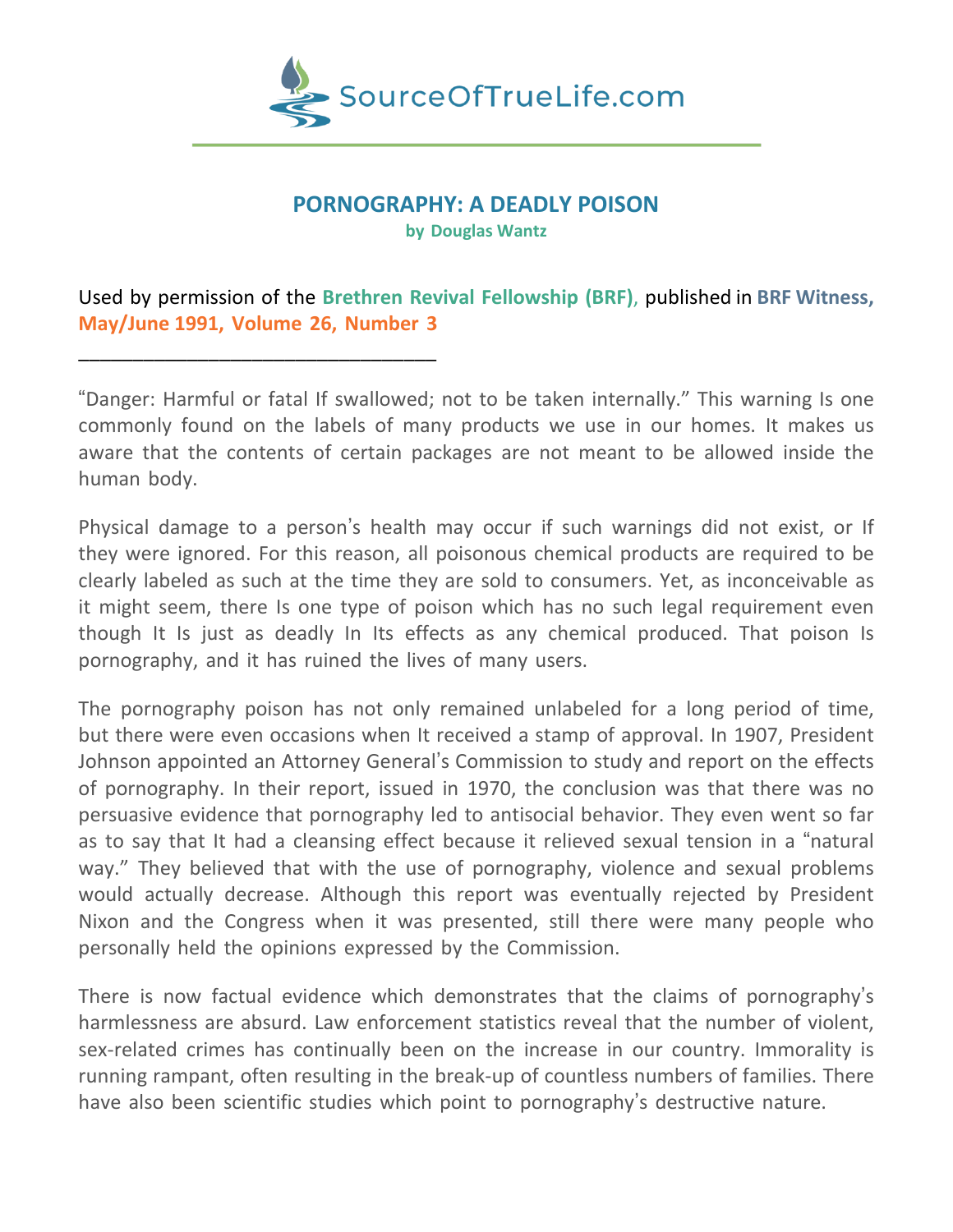SourceOfTrueLife.com

# PORNOGRAPHY: A DEADLY POISON

**by Douglas Wantz**

Used by permission of the **Brethren Revival Fellowship (BRF)**, published in **BRF Witness, May/June 1991, Volume 26, Number 3**

---

"Danger: Harmful or fatal If swallowed; not to be taken internally." This warning Is one commonly found on the labels of many products we use in our homes. It makes us aware that the contents of certain packages are not meant to be allowed inside the human body.

Physical damage to a person's health may occur if such warnings did not exist, or If they were ignored. For this reason, all poisonous chemical products are required to be clearly labeled as such at the time they are sold to consumers. Yet, as inconceivable as it might seem, there Is one type of poison which has no such legal requirement even though It Is just as deadly In Its effects as any chemical produced. That poison Is pornography, and it has ruined the lives of many users.

The pornography poison has not only remained unlabeled for a long period of time, but there were even occasions when It received a stamp of approval. In 1907, President Johnson appointed an Attorney General's Commission to study and report on the effects of pornography. In their report, issued in 1970, the conclusion was that there was no persuasive evidence that pornography led to antisocial behavior. They even went so far as to say that It had a cleansing effect because it relieved sexual tension in a "natural way." They believed that with the use of pornography, violence and sexual problems would actually decrease. Although this report was eventually rejected by President Nixon and the Congress when it was presented, still there were many people who personally held the opinions expressed by the Commission.

There is now factual evidence which demonstrates that the claims of pornography's harmlessness are absurd. Law enforcement statistics reveal that the number of violent, sex-related crimes has continually been on the increase in our country. Immorality is running rampant, often resulting in the break-up of countless numbers of families. There have also been scientific studies which point to pornography's destructive nature.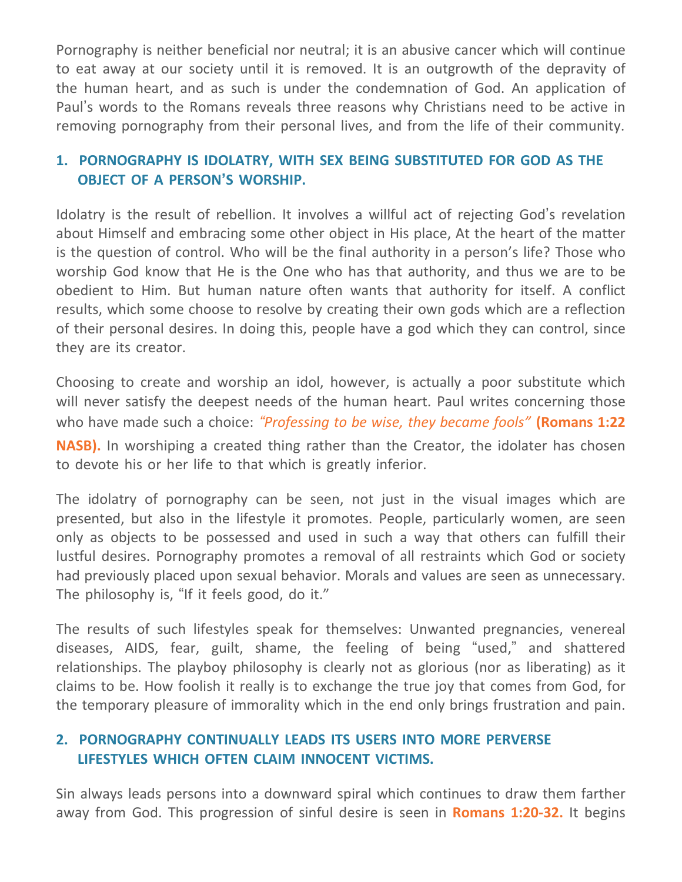Pornography is neither beneficial nor neutral; it is an abusive cancer which will continue to eat away at our society until it is removed. It is an outgrowth of the depravity of the human heart, and as such is under the condemnation of God. An application of Paul's words to the Romans reveals three reasons why Christians need to be active in removing pornography from their personal lives, and from the life of their community.

### 1. PORNOGRAPHY IS IDOLATRY, WITH SEX BEING SUBSTITUTED FOR GOD AS THE OBJECT OF A PERSON'S WORSHIP.

Idolatry is the result of rebellion. It involves a willful act of rejecting God's revelation about Himself and embracing some other object in His place, At the heart of the matter is the question of control. Who will be the final authority in a person's life? Those who worship God know that He is the One who has that authority, and thus we are to be obedient to Him. But human nature often wants that authority for itself. A conflict results, which some choose to resolve by creating their own gods which are a reflection of their personal desires. In doing this, people have a god which they can control, since they are its creator.

Choosing to create and worship an idol, however, is actually a poor substitute which will never satisfy the deepest needs of the human heart. Paul writes concerning those who have made such a choice: *"Professing to be wise, they became fools"* **(Romans 1:22 NASB).** In worshiping a created thing rather than the Creator, the idolater has chosen to devote his or her life to that which is greatly inferior.

The idolatry of pornography can be seen, not just in the visual images which are presented, but also in the lifestyle it promotes. People, particularly women, are seen only as objects to be possessed and used in such a way that others can fulfill their lustful desires. Pornography promotes a removal of all restraints which God or society had previously placed upon sexual behavior. Morals and values are seen as unnecessary. The philosophy is, "If it feels good, do it."

The results of such lifestyles speak for themselves: Unwanted pregnancies, venereal diseases, AIDS, fear, guilt, shame, the feeling of being "used," and shattered relationships. The playboy philosophy is clearly not as glorious (nor as liberating) as it claims to be. How foolish it really is to exchange the true joy that comes from God, for the temporary pleasure of immorality which in the end only brings frustration and pain.

### 2. PORNOGRAPHY CONTINUALLY LEADS ITS USERS INTO MORE PERVERSE LIFESTYLES WHICH OFTEN CLAIM INNOCENT VICTIMS.

Sin always leads persons into a downward spiral which continues to draw them farther away from God. This progression of sinful desire is seen in **Romans 1:20-32.** It begins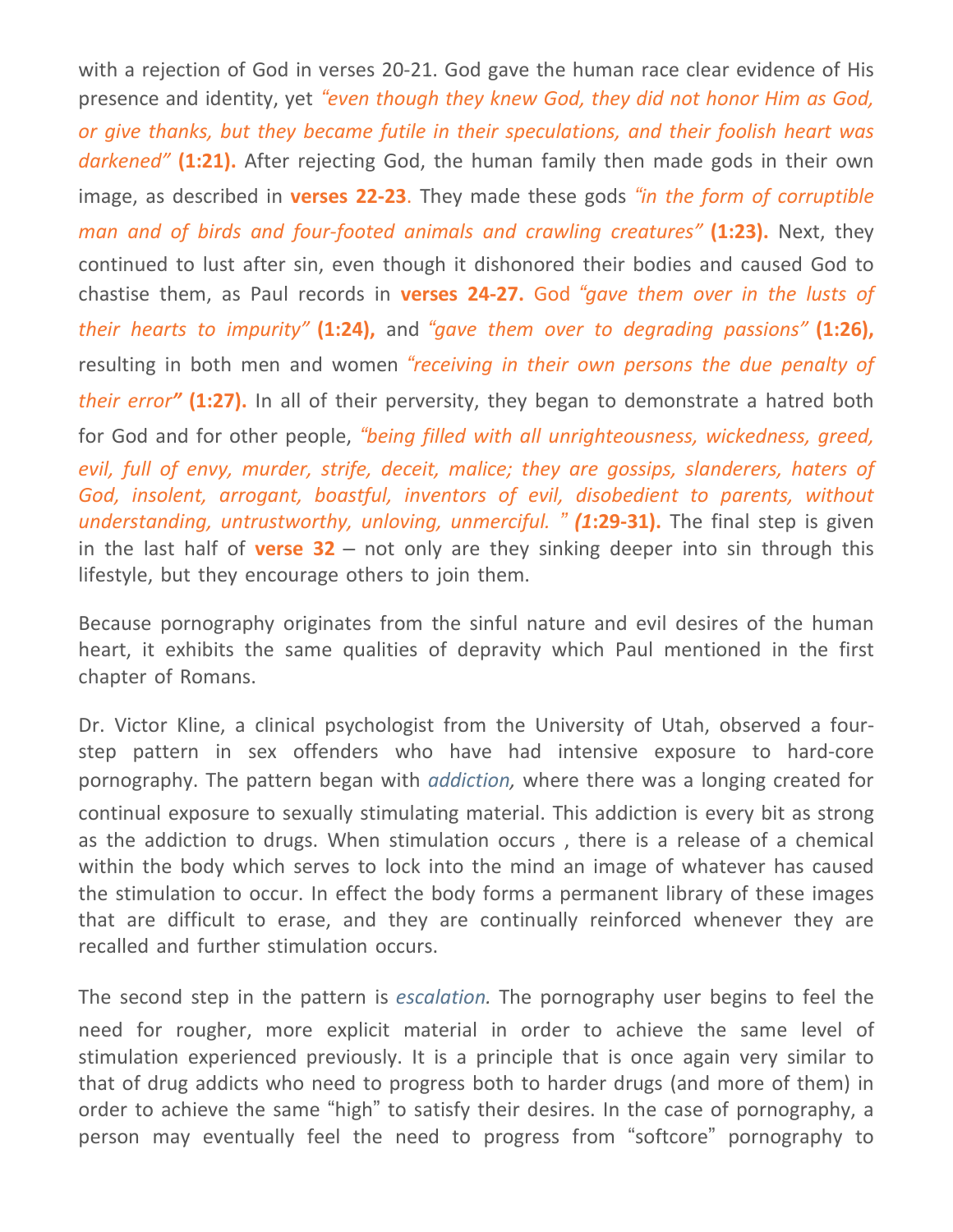with a rejection of God in verses 20-21. God gave the human race clear evidence of His presence and identity, yet *"even though they knew God, they did not honor Him as God, or give thanks, but they became futile in their speculations, and their foolish heart was darkened"* **(1:21).** After rejecting God, the human family then made gods in their own image, as described in **verses 22-23**. They made these gods *"in the form of corruptible man and of birds and four-footed animals and crawling creatures"* **(1:23).** Next, they continued to lust after sin, even though it dishonored their bodies and caused God to chastise them, as Paul records in **verses 24-27.** God *"gave them over in the lusts of their hearts to impurity"* **(1:24),** and *"gave them over to degrading passions"* **(1:26),** resulting in both men and women *"receiving in their own persons the due penalty of their error"* **(1:27).** In all of their perversity, they began to demonstrate a hatred both for God and for other people, *"being filled with all unrighteousness, wickedness, greed, evil, full of envy, murder, strife, deceit, malice; they are gossips, slanderers, haters of God, insolent, arrogant, boastful, inventors of evil, disobedient to parents, without understanding, untrustworthy, unloving, unmerciful. "* **(1:29-31).** The final step is given in the last half of **verse 32** – not only are they sinking deeper into sin through this lifestyle, but they encourage others to join them.

Because pornography originates from the sinful nature and evil desires of the human heart, it exhibits the same qualities of depravity which Paul mentioned in the first chapter of Romans.

Dr. Victor Kline, a clinical psychologist from the University of Utah, observed a four-step pattern in sex offenders who have had intensive exposure to hard-core pornography. The pattern began with *addiction,* where there was a longing created for continual exposure to sexually stimulating material. This addiction is every bit as strong as the addiction to drugs. When stimulation occurs , there is a release of a chemical within the body which serves to lock into the mind an image of whatever has caused the stimulation to occur. In effect the body forms a permanent library of these images that are difficult to erase, and they are continually reinforced whenever they are recalled and further stimulation occurs.

The second step in the pattern is *escalation.* The pornography user begins to feel the need for rougher, more explicit material in order to achieve the same level of stimulation experienced previously. It is a principle that is once again very similar to that of drug addicts who need to progress both to harder drugs (and more of them) in order to achieve the same "high" to satisfy their desires. In the case of pornography, a person may eventually feel the need to progress from "softcore" pornography to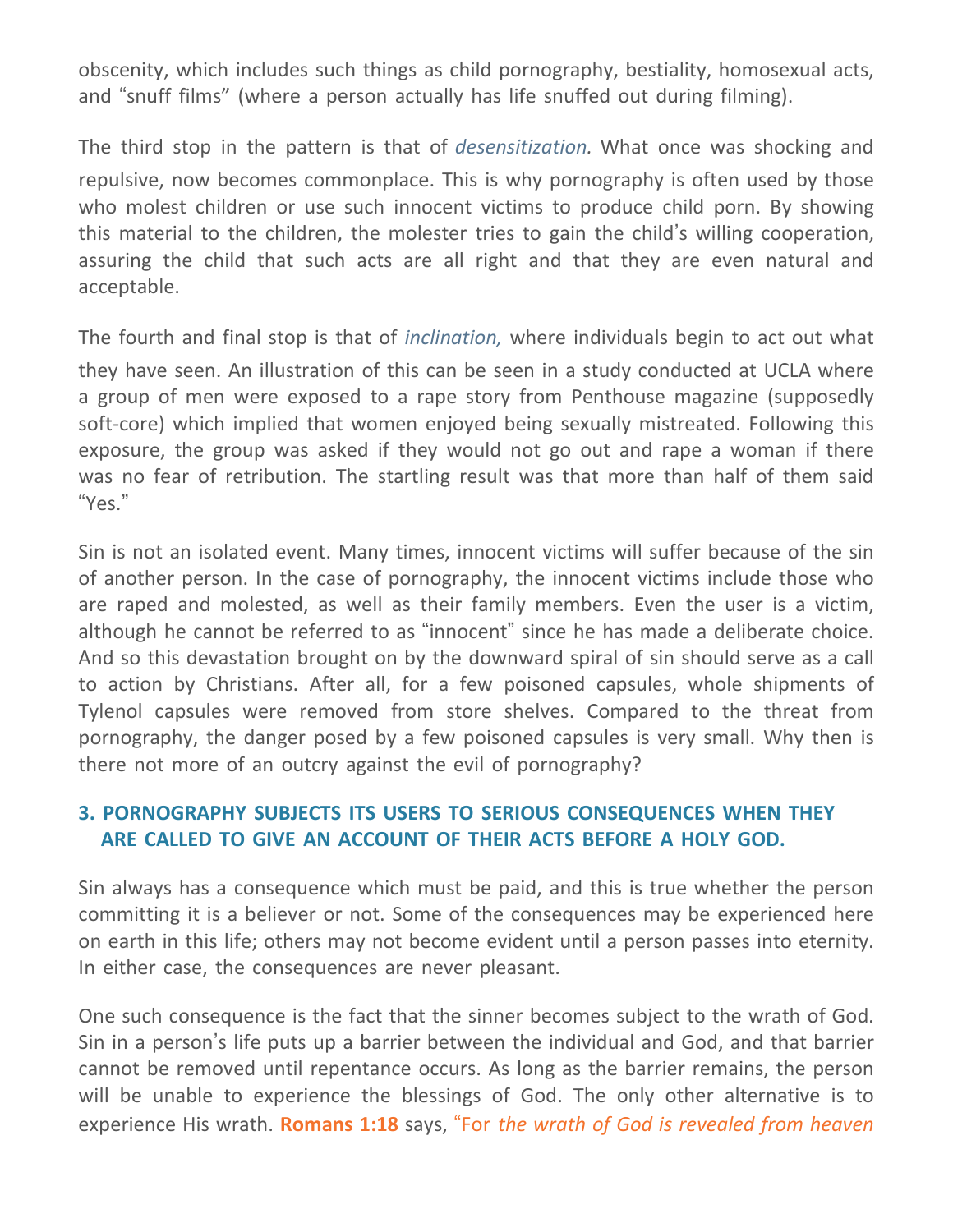obscenity, which includes such things as child pornography, bestiality, homosexual acts, and "snuff films" (where a person actually has life snuffed out during filming).

The third stop in the pattern is that of *desensitization.* What once was shocking and repulsive, now becomes commonplace. This is why pornography is often used by those who molest children or use such innocent victims to produce child porn. By showing this material to the children, the molester tries to gain the child's willing cooperation, assuring the child that such acts are all right and that they are even natural and acceptable.

The fourth and final stop is that of *inclination,* where individuals begin to act out what they have seen. An illustration of this can be seen in a study conducted at UCLA where a group of men were exposed to a rape story from Penthouse magazine (supposedly soft-core) which implied that women enjoyed being sexually mistreated. Following this exposure, the group was asked if they would not go out and rape a woman if there was no fear of retribution. The startling result was that more than half of them said "Yes."

Sin is not an isolated event. Many times, innocent victims will suffer because of the sin of another person. In the case of pornography, the innocent victims include those who are raped and molested, as well as their family members. Even the user is a victim, although he cannot be referred to as "innocent" since he has made a deliberate choice. And so this devastation brought on by the downward spiral of sin should serve as a call to action by Christians. After all, for a few poisoned capsules, whole shipments of Tylenol capsules were removed from store shelves. Compared to the threat from pornography, the danger posed by a few poisoned capsules is very small. Why then is there not more of an outcry against the evil of pornography?

### 3. PORNOGRAPHY SUBJECTS ITS USERS TO SERIOUS CONSEQUENCES WHEN THEY ARE CALLED TO GIVE AN ACCOUNT OF THEIR ACTS BEFORE A HOLY GOD.

Sin always has a consequence which must be paid, and this is true whether the person committing it is a believer or not. Some of the consequences may be experienced here on earth in this life; others may not become evident until a person passes into eternity. In either case, the consequences are never pleasant.

One such consequence is the fact that the sinner becomes subject to the wrath of God. Sin in a person's life puts up a barrier between the individual and God, and that barrier cannot be removed until repentance occurs. As long as the barrier remains, the person will be unable to experience the blessings of God. The only other alternative is to experience His wrath. **Romans 1:18** says, "For *the wrath of God is revealed from heaven*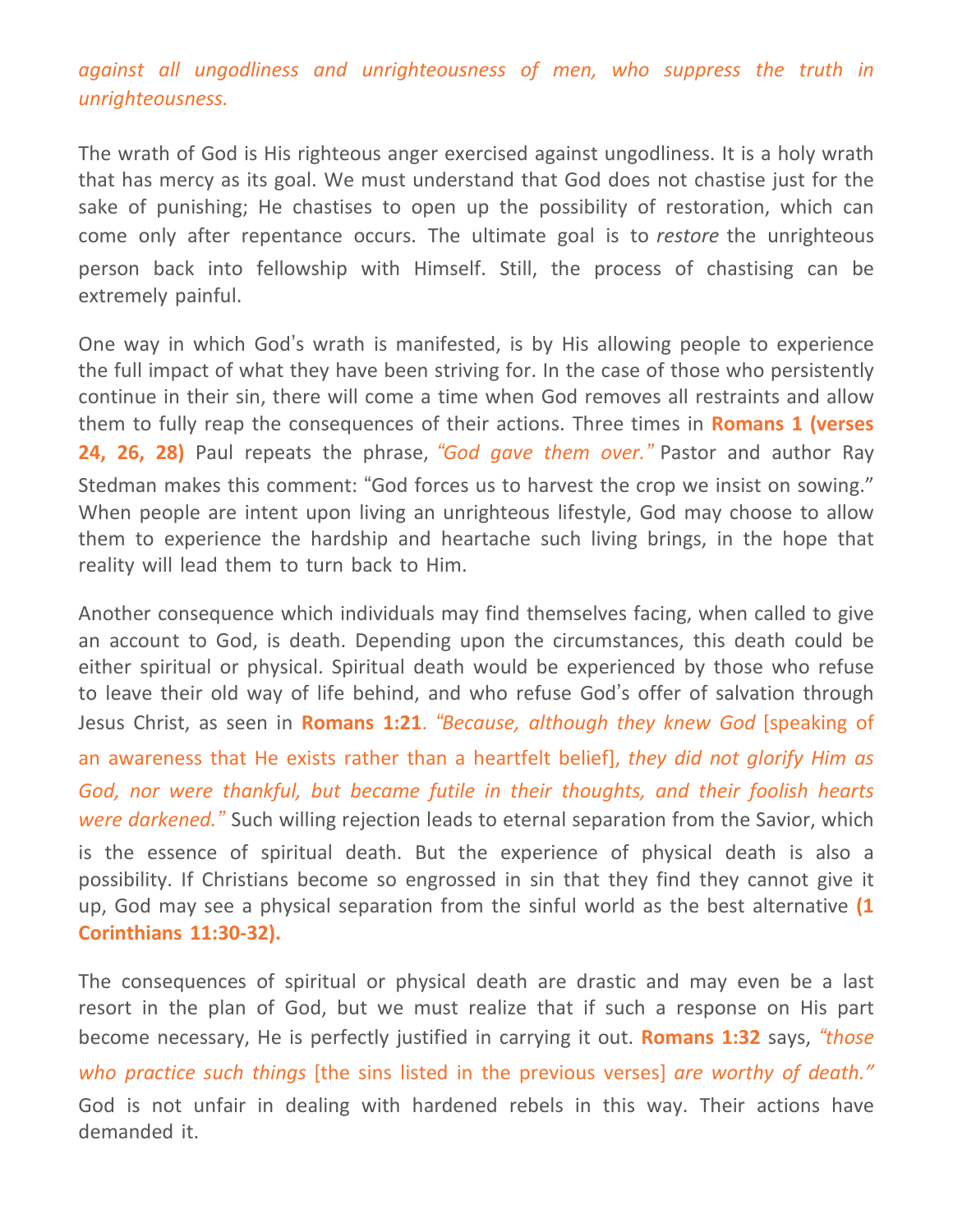*against all ungodliness and unrighteousness of men, who suppress the truth in unrighteousness.*

The wrath of God is His righteous anger exercised against ungodliness. It is a holy wrath that has mercy as its goal. We must understand that God does not chastise just for the sake of punishing; He chastises to open up the possibility of restoration, which can come only after repentance occurs. The ultimate goal is to *restore* the unrighteous person back into fellowship with Himself. Still, the process of chastising can be extremely painful.

One way in which God's wrath is manifested, is by His allowing people to experience the full impact of what they have been striving for. In the case of those who persistently continue in their sin, there will come a time when God removes all restraints and allow them to fully reap the consequences of their actions. Three times in **Romans 1 (verses 24, 26, 28)** Paul repeats the phrase, *"God gave them over."* Pastor and author Ray Stedman makes this comment: "God forces us to harvest the crop we insist on sowing." When people are intent upon living an unrighteous lifestyle, God may choose to allow them to experience the hardship and heartache such living brings, in the hope that reality will lead them to turn back to Him.

Another consequence which individuals may find themselves facing, when called to give an account to God, is death. Depending upon the circumstances, this death could be either spiritual or physical. Spiritual death would be experienced by those who refuse to leave their old way of life behind, and who refuse God's offer of salvation through Jesus Christ, as seen in **Romans 1:21**. *"Because, although they knew God* [speaking of an awareness that He exists rather than a heartfelt belief], *they did not glorify Him as God, nor were thankful, but became futile in their thoughts, and their foolish hearts were darkened."* Such willing rejection leads to eternal separation from the Savior, which is the essence of spiritual death. But the experience of physical death is also a possibility. If Christians become so engrossed in sin that they find they cannot give it up, God may see a physical separation from the sinful world as the best alternative **(1 Corinthians 11:30-32).**

The consequences of spiritual or physical death are drastic and may even be a last resort in the plan of God, but we must realize that if such a response on His part become necessary, He is perfectly justified in carrying it out. **Romans 1:32** says, *"those who practice such things* [the sins listed in the previous verses] *are worthy of death."* God is not unfair in dealing with hardened rebels in this way. Their actions have demanded it.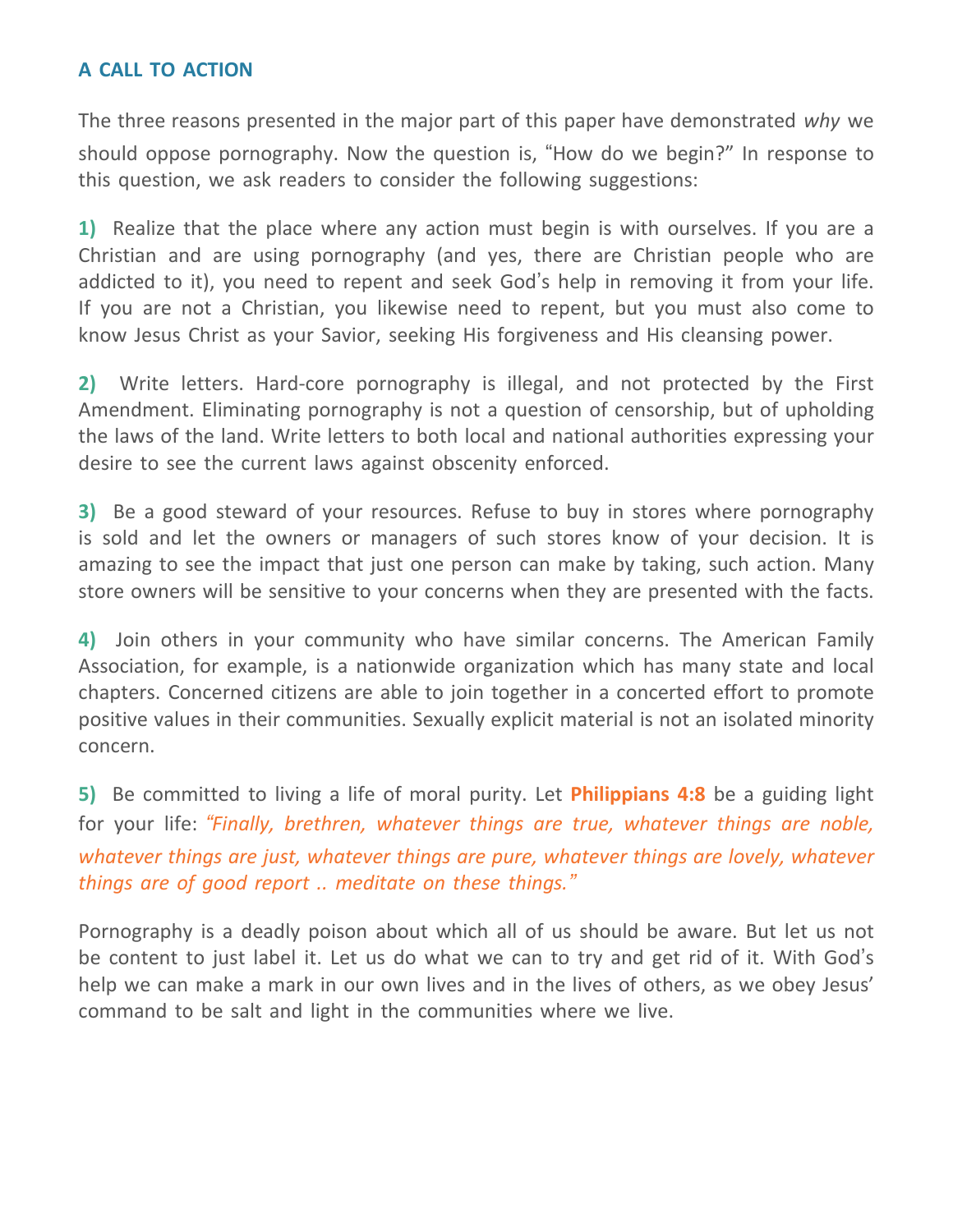## A CALL TO ACTION

The three reasons presented in the major part of this paper have demonstrated *why* we should oppose pornography. Now the question is, "How do we begin?" In response to this question, we ask readers to consider the following suggestions:

**1)** Realize that the place where any action must begin is with ourselves. If you are a Christian and are using pornography (and yes, there are Christian people who are addicted to it), you need to repent and seek God's help in removing it from your life. If you are not a Christian, you likewise need to repent, but you must also come to know Jesus Christ as your Savior, seeking His forgiveness and His cleansing power.

**2)** Write letters. Hard-core pornography is illegal, and not protected by the First Amendment. Eliminating pornography is not a question of censorship, but of upholding the laws of the land. Write letters to both local and national authorities expressing your desire to see the current laws against obscenity enforced.

**3)** Be a good steward of your resources. Refuse to buy in stores where pornography is sold and let the owners or managers of such stores know of your decision. It is amazing to see the impact that just one person can make by taking, such action. Many store owners will be sensitive to your concerns when they are presented with the facts.

**4)** Join others in your community who have similar concerns. The American Family Association, for example, is a nationwide organization which has many state and local chapters. Concerned citizens are able to join together in a concerted effort to promote positive values in their communities. Sexually explicit material is not an isolated minority concern.

**5)** Be committed to living a life of moral purity. Let **Philippians 4:8** be a guiding light for your life: *"Finally, brethren, whatever things are true, whatever things are noble, whatever things are just, whatever things are pure, whatever things are lovely, whatever things are of good report .. meditate on these things."*

Pornography is a deadly poison about which all of us should be aware. But let us not be content to just label it. Let us do what we can to try and get rid of it. With God's help we can make a mark in our own lives and in the lives of others, as we obey Jesus' command to be salt and light in the communities where we live.